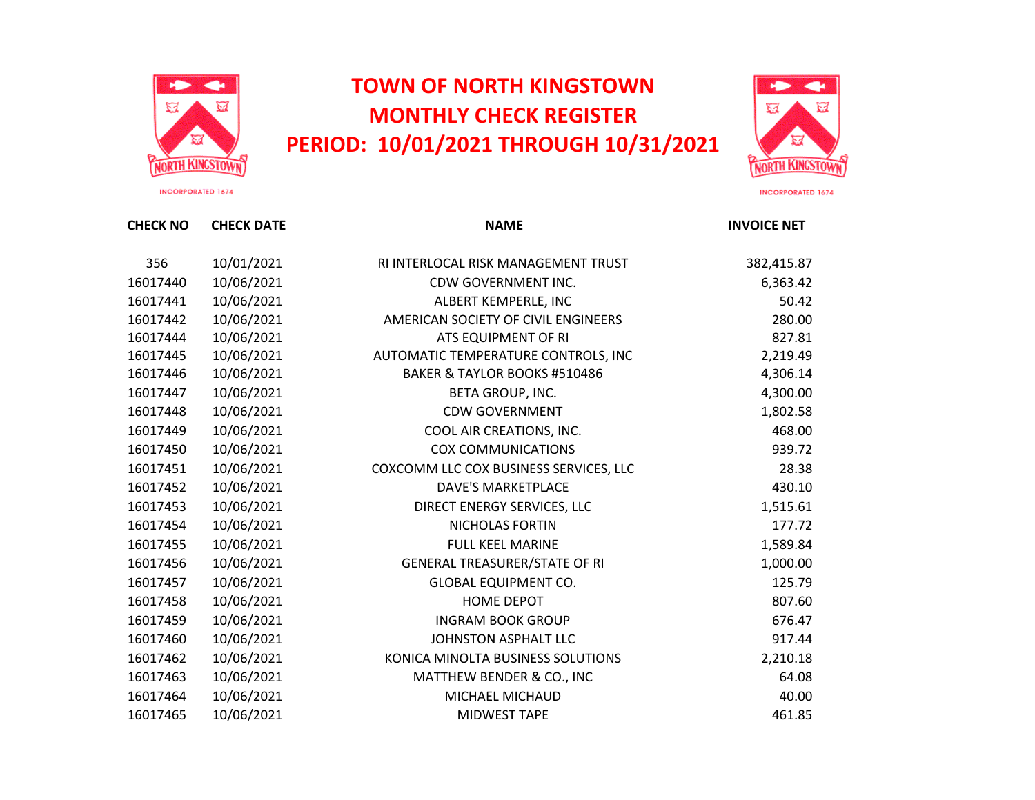# TOWN OF NORTH KINGSTOWN
# MONTHLY CHECK REGISTER
# PERIOD: 10/01/2021 THROUGH 10/31/2021

| CHECK NO | CHECK DATE | NAME | INVOICE NET |
|---|---|---|---|
| 356 | 10/01/2021 | RI INTERLOCAL RISK MANAGEMENT TRUST | 382,415.87 |
| 16017440 | 10/06/2021 | CDW GOVERNMENT INC. | 6,363.42 |
| 16017441 | 10/06/2021 | ALBERT KEMPERLE, INC | 50.42 |
| 16017442 | 10/06/2021 | AMERICAN SOCIETY OF CIVIL ENGINEERS | 280.00 |
| 16017444 | 10/06/2021 | ATS EQUIPMENT OF RI | 827.81 |
| 16017445 | 10/06/2021 | AUTOMATIC TEMPERATURE CONTROLS, INC | 2,219.49 |
| 16017446 | 10/06/2021 | BAKER & TAYLOR BOOKS #510486 | 4,306.14 |
| 16017447 | 10/06/2021 | BETA GROUP, INC. | 4,300.00 |
| 16017448 | 10/06/2021 | CDW GOVERNMENT | 1,802.58 |
| 16017449 | 10/06/2021 | COOL AIR CREATIONS, INC. | 468.00 |
| 16017450 | 10/06/2021 | COX COMMUNICATIONS | 939.72 |
| 16017451 | 10/06/2021 | COXCOMM LLC COX BUSINESS SERVICES, LLC | 28.38 |
| 16017452 | 10/06/2021 | DAVE'S MARKETPLACE | 430.10 |
| 16017453 | 10/06/2021 | DIRECT ENERGY SERVICES, LLC | 1,515.61 |
| 16017454 | 10/06/2021 | NICHOLAS FORTIN | 177.72 |
| 16017455 | 10/06/2021 | FULL KEEL MARINE | 1,589.84 |
| 16017456 | 10/06/2021 | GENERAL TREASURER/STATE OF RI | 1,000.00 |
| 16017457 | 10/06/2021 | GLOBAL EQUIPMENT CO. | 125.79 |
| 16017458 | 10/06/2021 | HOME DEPOT | 807.60 |
| 16017459 | 10/06/2021 | INGRAM BOOK GROUP | 676.47 |
| 16017460 | 10/06/2021 | JOHNSTON ASPHALT LLC | 917.44 |
| 16017462 | 10/06/2021 | KONICA MINOLTA BUSINESS SOLUTIONS | 2,210.18 |
| 16017463 | 10/06/2021 | MATTHEW BENDER & CO., INC | 64.08 |
| 16017464 | 10/06/2021 | MICHAEL MICHAUD | 40.00 |
| 16017465 | 10/06/2021 | MIDWEST TAPE | 461.85 |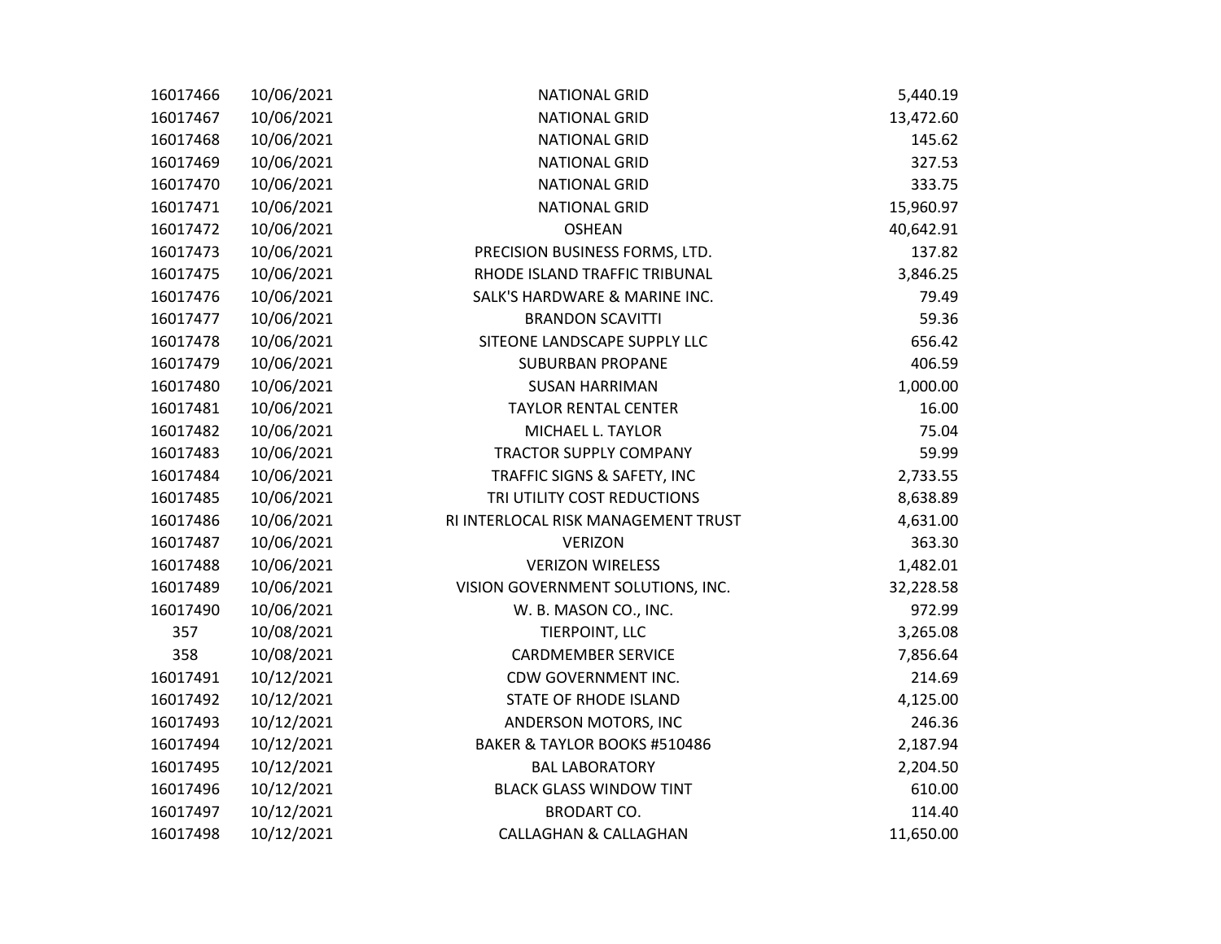| | | | |
|---|---|---|---|
| 16017466 | 10/06/2021 | NATIONAL GRID | 5,440.19 |
| 16017467 | 10/06/2021 | NATIONAL GRID | 13,472.60 |
| 16017468 | 10/06/2021 | NATIONAL GRID | 145.62 |
| 16017469 | 10/06/2021 | NATIONAL GRID | 327.53 |
| 16017470 | 10/06/2021 | NATIONAL GRID | 333.75 |
| 16017471 | 10/06/2021 | NATIONAL GRID | 15,960.97 |
| 16017472 | 10/06/2021 | OSHEAN | 40,642.91 |
| 16017473 | 10/06/2021 | PRECISION BUSINESS FORMS, LTD. | 137.82 |
| 16017475 | 10/06/2021 | RHODE ISLAND TRAFFIC TRIBUNAL | 3,846.25 |
| 16017476 | 10/06/2021 | SALK'S HARDWARE & MARINE INC. | 79.49 |
| 16017477 | 10/06/2021 | BRANDON SCAVITTI | 59.36 |
| 16017478 | 10/06/2021 | SITEONE LANDSCAPE SUPPLY LLC | 656.42 |
| 16017479 | 10/06/2021 | SUBURBAN PROPANE | 406.59 |
| 16017480 | 10/06/2021 | SUSAN HARRIMAN | 1,000.00 |
| 16017481 | 10/06/2021 | TAYLOR RENTAL CENTER | 16.00 |
| 16017482 | 10/06/2021 | MICHAEL L. TAYLOR | 75.04 |
| 16017483 | 10/06/2021 | TRACTOR SUPPLY COMPANY | 59.99 |
| 16017484 | 10/06/2021 | TRAFFIC SIGNS & SAFETY, INC | 2,733.55 |
| 16017485 | 10/06/2021 | TRI UTILITY COST REDUCTIONS | 8,638.89 |
| 16017486 | 10/06/2021 | RI INTERLOCAL RISK MANAGEMENT TRUST | 4,631.00 |
| 16017487 | 10/06/2021 | VERIZON | 363.30 |
| 16017488 | 10/06/2021 | VERIZON WIRELESS | 1,482.01 |
| 16017489 | 10/06/2021 | VISION GOVERNMENT SOLUTIONS, INC. | 32,228.58 |
| 16017490 | 10/06/2021 | W. B. MASON CO., INC. | 972.99 |
| 357 | 10/08/2021 | TIERPOINT, LLC | 3,265.08 |
| 358 | 10/08/2021 | CARDMEMBER SERVICE | 7,856.64 |
| 16017491 | 10/12/2021 | CDW GOVERNMENT INC. | 214.69 |
| 16017492 | 10/12/2021 | STATE OF RHODE ISLAND | 4,125.00 |
| 16017493 | 10/12/2021 | ANDERSON MOTORS, INC | 246.36 |
| 16017494 | 10/12/2021 | BAKER & TAYLOR BOOKS #510486 | 2,187.94 |
| 16017495 | 10/12/2021 | BAL LABORATORY | 2,204.50 |
| 16017496 | 10/12/2021 | BLACK GLASS WINDOW TINT | 610.00 |
| 16017497 | 10/12/2021 | BRODART CO. | 114.40 |
| 16017498 | 10/12/2021 | CALLAGHAN & CALLAGHAN | 11,650.00 |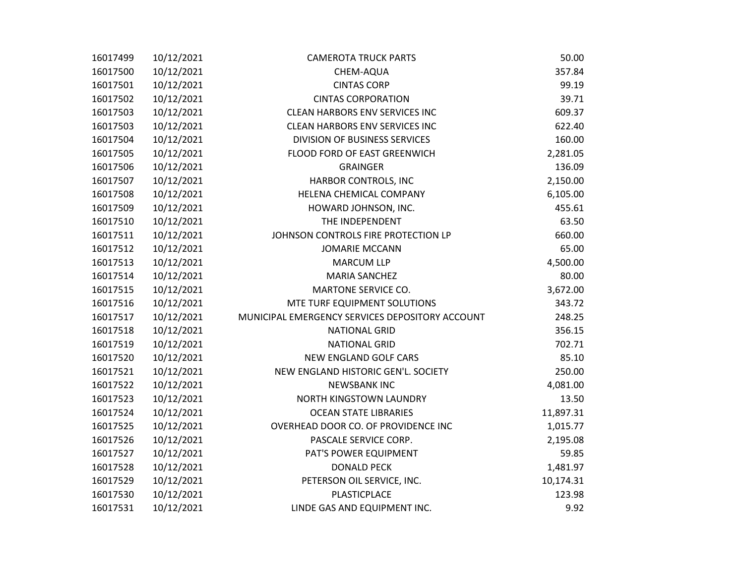| | | | |
|---|---|---|---|
| 16017499 | 10/12/2021 | CAMEROTA TRUCK PARTS | 50.00 |
| 16017500 | 10/12/2021 | CHEM-AQUA | 357.84 |
| 16017501 | 10/12/2021 | CINTAS CORP | 99.19 |
| 16017502 | 10/12/2021 | CINTAS CORPORATION | 39.71 |
| 16017503 | 10/12/2021 | CLEAN HARBORS ENV SERVICES INC | 609.37 |
| 16017503 | 10/12/2021 | CLEAN HARBORS ENV SERVICES INC | 622.40 |
| 16017504 | 10/12/2021 | DIVISION OF BUSINESS SERVICES | 160.00 |
| 16017505 | 10/12/2021 | FLOOD FORD OF EAST GREENWICH | 2,281.05 |
| 16017506 | 10/12/2021 | GRAINGER | 136.09 |
| 16017507 | 10/12/2021 | HARBOR CONTROLS, INC | 2,150.00 |
| 16017508 | 10/12/2021 | HELENA CHEMICAL COMPANY | 6,105.00 |
| 16017509 | 10/12/2021 | HOWARD JOHNSON, INC. | 455.61 |
| 16017510 | 10/12/2021 | THE INDEPENDENT | 63.50 |
| 16017511 | 10/12/2021 | JOHNSON CONTROLS FIRE PROTECTION LP | 660.00 |
| 16017512 | 10/12/2021 | JOMARIE MCCANN | 65.00 |
| 16017513 | 10/12/2021 | MARCUM LLP | 4,500.00 |
| 16017514 | 10/12/2021 | MARIA SANCHEZ | 80.00 |
| 16017515 | 10/12/2021 | MARTONE SERVICE CO. | 3,672.00 |
| 16017516 | 10/12/2021 | MTE TURF EQUIPMENT SOLUTIONS | 343.72 |
| 16017517 | 10/12/2021 | MUNICIPAL EMERGENCY SERVICES DEPOSITORY ACCOUNT | 248.25 |
| 16017518 | 10/12/2021 | NATIONAL GRID | 356.15 |
| 16017519 | 10/12/2021 | NATIONAL GRID | 702.71 |
| 16017520 | 10/12/2021 | NEW ENGLAND GOLF CARS | 85.10 |
| 16017521 | 10/12/2021 | NEW ENGLAND HISTORIC GEN'L. SOCIETY | 250.00 |
| 16017522 | 10/12/2021 | NEWSBANK INC | 4,081.00 |
| 16017523 | 10/12/2021 | NORTH KINGSTOWN LAUNDRY | 13.50 |
| 16017524 | 10/12/2021 | OCEAN STATE LIBRARIES | 11,897.31 |
| 16017525 | 10/12/2021 | OVERHEAD DOOR CO. OF PROVIDENCE INC | 1,015.77 |
| 16017526 | 10/12/2021 | PASCALE SERVICE CORP. | 2,195.08 |
| 16017527 | 10/12/2021 | PAT'S POWER EQUIPMENT | 59.85 |
| 16017528 | 10/12/2021 | DONALD PECK | 1,481.97 |
| 16017529 | 10/12/2021 | PETERSON OIL SERVICE, INC. | 10,174.31 |
| 16017530 | 10/12/2021 | PLASTICPLACE | 123.98 |
| 16017531 | 10/12/2021 | LINDE GAS AND EQUIPMENT INC. | 9.92 |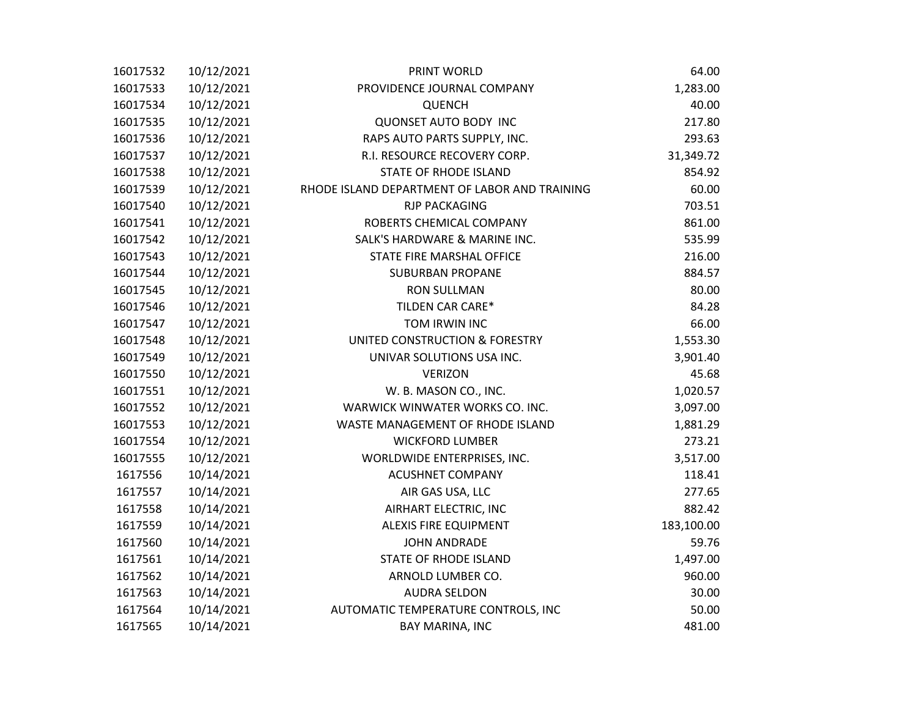| | | | |
|---|---|---|---|
| 16017532 | 10/12/2021 | PRINT WORLD | 64.00 |
| 16017533 | 10/12/2021 | PROVIDENCE JOURNAL COMPANY | 1,283.00 |
| 16017534 | 10/12/2021 | QUENCH | 40.00 |
| 16017535 | 10/12/2021 | QUONSET AUTO BODY INC | 217.80 |
| 16017536 | 10/12/2021 | RAPS AUTO PARTS SUPPLY, INC. | 293.63 |
| 16017537 | 10/12/2021 | R.I. RESOURCE RECOVERY CORP. | 31,349.72 |
| 16017538 | 10/12/2021 | STATE OF RHODE ISLAND | 854.92 |
| 16017539 | 10/12/2021 | RHODE ISLAND DEPARTMENT OF LABOR AND TRAINING | 60.00 |
| 16017540 | 10/12/2021 | RJP PACKAGING | 703.51 |
| 16017541 | 10/12/2021 | ROBERTS CHEMICAL COMPANY | 861.00 |
| 16017542 | 10/12/2021 | SALK'S HARDWARE & MARINE INC. | 535.99 |
| 16017543 | 10/12/2021 | STATE FIRE MARSHAL OFFICE | 216.00 |
| 16017544 | 10/12/2021 | SUBURBAN PROPANE | 884.57 |
| 16017545 | 10/12/2021 | RON SULLMAN | 80.00 |
| 16017546 | 10/12/2021 | TILDEN CAR CARE* | 84.28 |
| 16017547 | 10/12/2021 | TOM IRWIN INC | 66.00 |
| 16017548 | 10/12/2021 | UNITED CONSTRUCTION & FORESTRY | 1,553.30 |
| 16017549 | 10/12/2021 | UNIVAR SOLUTIONS USA INC. | 3,901.40 |
| 16017550 | 10/12/2021 | VERIZON | 45.68 |
| 16017551 | 10/12/2021 | W. B. MASON CO., INC. | 1,020.57 |
| 16017552 | 10/12/2021 | WARWICK WINWATER WORKS CO. INC. | 3,097.00 |
| 16017553 | 10/12/2021 | WASTE MANAGEMENT OF RHODE ISLAND | 1,881.29 |
| 16017554 | 10/12/2021 | WICKFORD LUMBER | 273.21 |
| 16017555 | 10/12/2021 | WORLDWIDE ENTERPRISES, INC. | 3,517.00 |
| 1617556 | 10/14/2021 | ACUSHNET COMPANY | 118.41 |
| 1617557 | 10/14/2021 | AIR GAS USA, LLC | 277.65 |
| 1617558 | 10/14/2021 | AIRHART ELECTRIC, INC | 882.42 |
| 1617559 | 10/14/2021 | ALEXIS FIRE EQUIPMENT | 183,100.00 |
| 1617560 | 10/14/2021 | JOHN ANDRADE | 59.76 |
| 1617561 | 10/14/2021 | STATE OF RHODE ISLAND | 1,497.00 |
| 1617562 | 10/14/2021 | ARNOLD LUMBER CO. | 960.00 |
| 1617563 | 10/14/2021 | AUDRA SELDON | 30.00 |
| 1617564 | 10/14/2021 | AUTOMATIC TEMPERATURE CONTROLS, INC | 50.00 |
| 1617565 | 10/14/2021 | BAY MARINA, INC | 481.00 |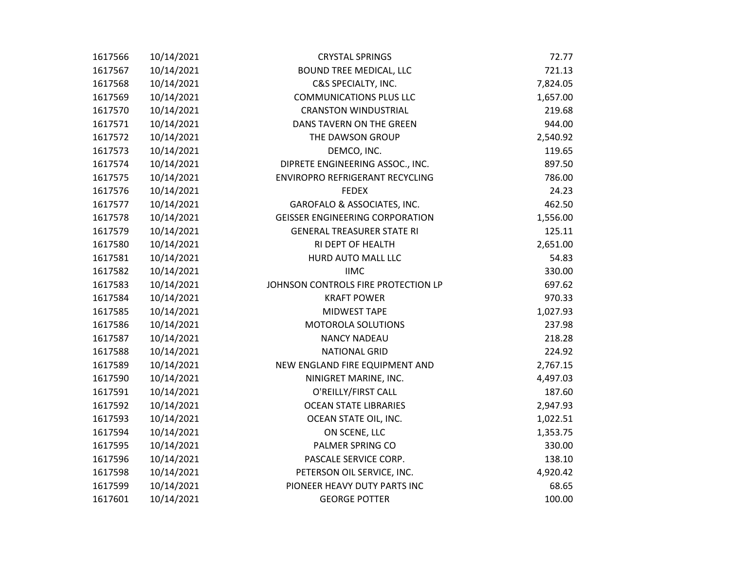| | | | |
|---|---|---|---|
| 1617566 | 10/14/2021 | CRYSTAL SPRINGS | 72.77 |
| 1617567 | 10/14/2021 | BOUND TREE MEDICAL, LLC | 721.13 |
| 1617568 | 10/14/2021 | C&S SPECIALTY, INC. | 7,824.05 |
| 1617569 | 10/14/2021 | COMMUNICATIONS PLUS LLC | 1,657.00 |
| 1617570 | 10/14/2021 | CRANSTON WINDUSTRIAL | 219.68 |
| 1617571 | 10/14/2021 | DANS TAVERN ON THE GREEN | 944.00 |
| 1617572 | 10/14/2021 | THE DAWSON GROUP | 2,540.92 |
| 1617573 | 10/14/2021 | DEMCO, INC. | 119.65 |
| 1617574 | 10/14/2021 | DIPRETE ENGINEERING ASSOC., INC. | 897.50 |
| 1617575 | 10/14/2021 | ENVIROPRO REFRIGERANT RECYCLING | 786.00 |
| 1617576 | 10/14/2021 | FEDEX | 24.23 |
| 1617577 | 10/14/2021 | GAROFALO & ASSOCIATES, INC. | 462.50 |
| 1617578 | 10/14/2021 | GEISSER ENGINEERING CORPORATION | 1,556.00 |
| 1617579 | 10/14/2021 | GENERAL TREASURER STATE RI | 125.11 |
| 1617580 | 10/14/2021 | RI DEPT OF HEALTH | 2,651.00 |
| 1617581 | 10/14/2021 | HURD AUTO MALL LLC | 54.83 |
| 1617582 | 10/14/2021 | IIMC | 330.00 |
| 1617583 | 10/14/2021 | JOHNSON CONTROLS FIRE PROTECTION LP | 697.62 |
| 1617584 | 10/14/2021 | KRAFT POWER | 970.33 |
| 1617585 | 10/14/2021 | MIDWEST TAPE | 1,027.93 |
| 1617586 | 10/14/2021 | MOTOROLA SOLUTIONS | 237.98 |
| 1617587 | 10/14/2021 | NANCY NADEAU | 218.28 |
| 1617588 | 10/14/2021 | NATIONAL GRID | 224.92 |
| 1617589 | 10/14/2021 | NEW ENGLAND FIRE EQUIPMENT AND | 2,767.15 |
| 1617590 | 10/14/2021 | NINIGRET MARINE, INC. | 4,497.03 |
| 1617591 | 10/14/2021 | O'REILLY/FIRST CALL | 187.60 |
| 1617592 | 10/14/2021 | OCEAN STATE LIBRARIES | 2,947.93 |
| 1617593 | 10/14/2021 | OCEAN STATE OIL, INC. | 1,022.51 |
| 1617594 | 10/14/2021 | ON SCENE, LLC | 1,353.75 |
| 1617595 | 10/14/2021 | PALMER SPRING CO | 330.00 |
| 1617596 | 10/14/2021 | PASCALE SERVICE CORP. | 138.10 |
| 1617598 | 10/14/2021 | PETERSON OIL SERVICE, INC. | 4,920.42 |
| 1617599 | 10/14/2021 | PIONEER HEAVY DUTY PARTS INC | 68.65 |
| 1617601 | 10/14/2021 | GEORGE POTTER | 100.00 |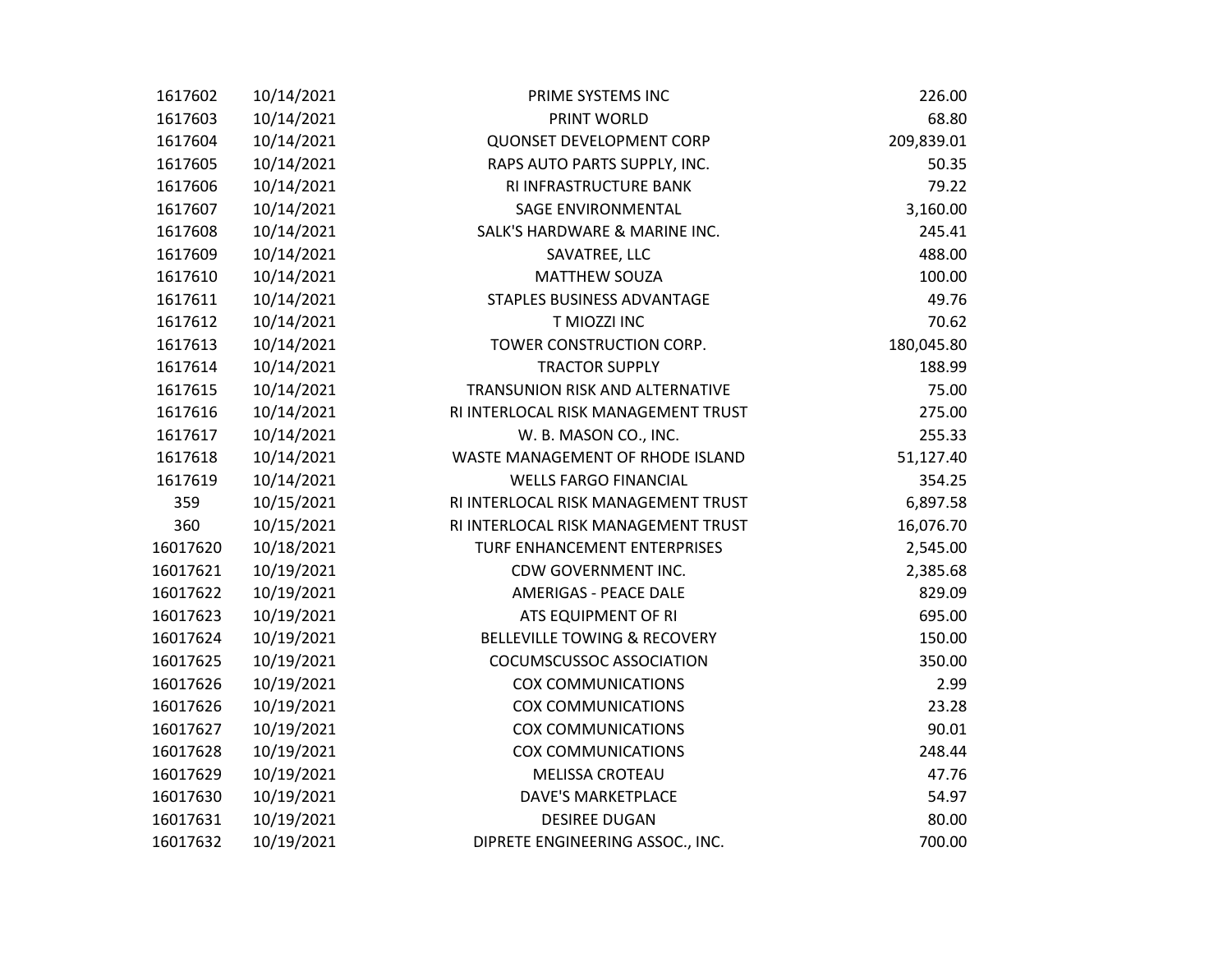| | | | |
|---|---|---|---|
| 1617602 | 10/14/2021 | PRIME SYSTEMS INC | 226.00 |
| 1617603 | 10/14/2021 | PRINT WORLD | 68.80 |
| 1617604 | 10/14/2021 | QUONSET DEVELOPMENT CORP | 209,839.01 |
| 1617605 | 10/14/2021 | RAPS AUTO PARTS SUPPLY, INC. | 50.35 |
| 1617606 | 10/14/2021 | RI INFRASTRUCTURE BANK | 79.22 |
| 1617607 | 10/14/2021 | SAGE ENVIRONMENTAL | 3,160.00 |
| 1617608 | 10/14/2021 | SALK'S HARDWARE & MARINE INC. | 245.41 |
| 1617609 | 10/14/2021 | SAVATREE, LLC | 488.00 |
| 1617610 | 10/14/2021 | MATTHEW SOUZA | 100.00 |
| 1617611 | 10/14/2021 | STAPLES BUSINESS ADVANTAGE | 49.76 |
| 1617612 | 10/14/2021 | T MIOZZI INC | 70.62 |
| 1617613 | 10/14/2021 | TOWER CONSTRUCTION CORP. | 180,045.80 |
| 1617614 | 10/14/2021 | TRACTOR SUPPLY | 188.99 |
| 1617615 | 10/14/2021 | TRANSUNION RISK AND ALTERNATIVE | 75.00 |
| 1617616 | 10/14/2021 | RI INTERLOCAL RISK MANAGEMENT TRUST | 275.00 |
| 1617617 | 10/14/2021 | W. B. MASON CO., INC. | 255.33 |
| 1617618 | 10/14/2021 | WASTE MANAGEMENT OF RHODE ISLAND | 51,127.40 |
| 1617619 | 10/14/2021 | WELLS FARGO FINANCIAL | 354.25 |
| 359 | 10/15/2021 | RI INTERLOCAL RISK MANAGEMENT TRUST | 6,897.58 |
| 360 | 10/15/2021 | RI INTERLOCAL RISK MANAGEMENT TRUST | 16,076.70 |
| 16017620 | 10/18/2021 | TURF ENHANCEMENT ENTERPRISES | 2,545.00 |
| 16017621 | 10/19/2021 | CDW GOVERNMENT INC. | 2,385.68 |
| 16017622 | 10/19/2021 | AMERIGAS - PEACE DALE | 829.09 |
| 16017623 | 10/19/2021 | ATS EQUIPMENT OF RI | 695.00 |
| 16017624 | 10/19/2021 | BELLEVILLE TOWING & RECOVERY | 150.00 |
| 16017625 | 10/19/2021 | COCUMSCUSSOC ASSOCIATION | 350.00 |
| 16017626 | 10/19/2021 | COX COMMUNICATIONS | 2.99 |
| 16017626 | 10/19/2021 | COX COMMUNICATIONS | 23.28 |
| 16017627 | 10/19/2021 | COX COMMUNICATIONS | 90.01 |
| 16017628 | 10/19/2021 | COX COMMUNICATIONS | 248.44 |
| 16017629 | 10/19/2021 | MELISSA CROTEAU | 47.76 |
| 16017630 | 10/19/2021 | DAVE'S MARKETPLACE | 54.97 |
| 16017631 | 10/19/2021 | DESIREE DUGAN | 80.00 |
| 16017632 | 10/19/2021 | DIPRETE ENGINEERING ASSOC., INC. | 700.00 |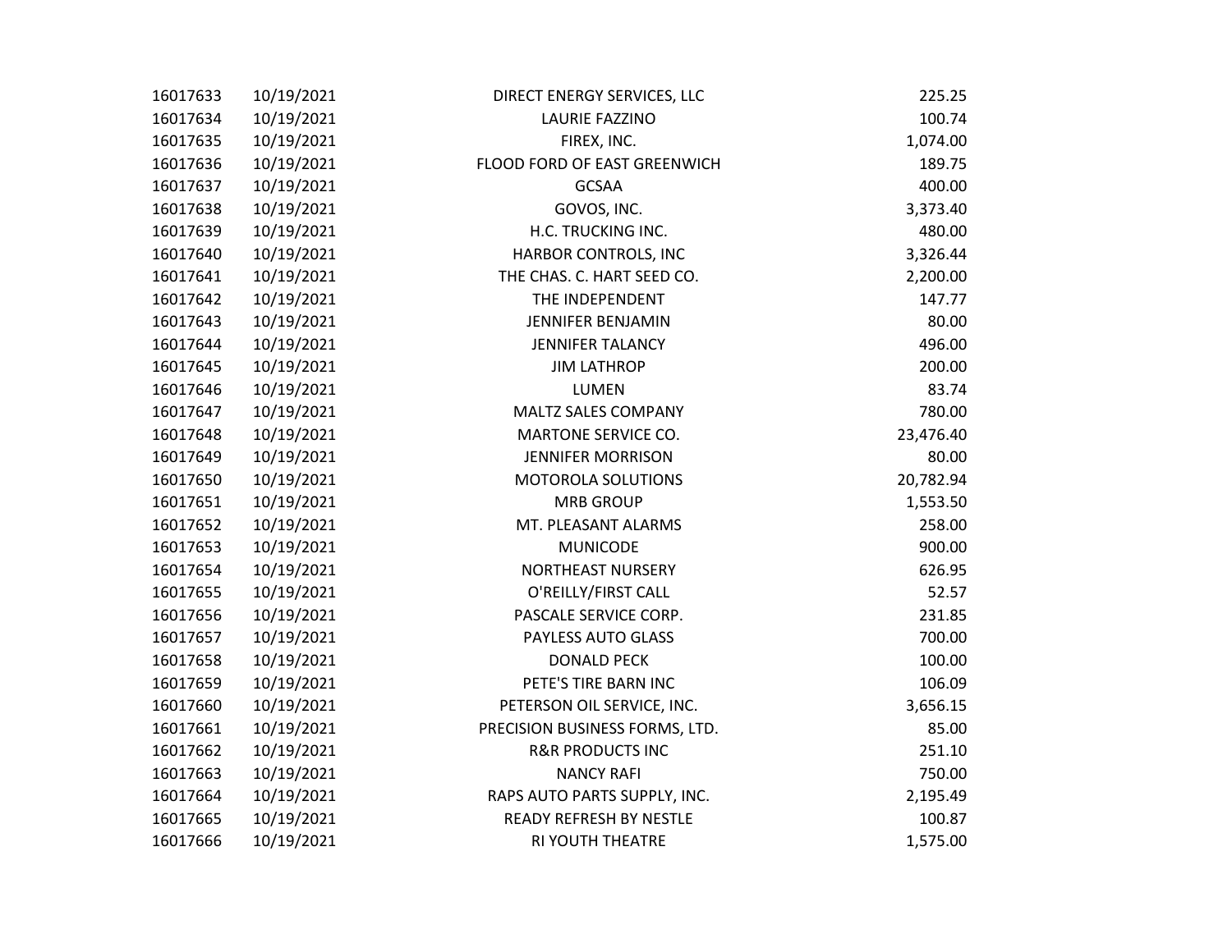| | | | |
|---|---|---|---|
| 16017633 | 10/19/2021 | DIRECT ENERGY SERVICES, LLC | 225.25 |
| 16017634 | 10/19/2021 | LAURIE FAZZINO | 100.74 |
| 16017635 | 10/19/2021 | FIREX, INC. | 1,074.00 |
| 16017636 | 10/19/2021 | FLOOD FORD OF EAST GREENWICH | 189.75 |
| 16017637 | 10/19/2021 | GCSAA | 400.00 |
| 16017638 | 10/19/2021 | GOVOS, INC. | 3,373.40 |
| 16017639 | 10/19/2021 | H.C. TRUCKING INC. | 480.00 |
| 16017640 | 10/19/2021 | HARBOR CONTROLS, INC | 3,326.44 |
| 16017641 | 10/19/2021 | THE CHAS. C. HART SEED CO. | 2,200.00 |
| 16017642 | 10/19/2021 | THE INDEPENDENT | 147.77 |
| 16017643 | 10/19/2021 | JENNIFER BENJAMIN | 80.00 |
| 16017644 | 10/19/2021 | JENNIFER TALANCY | 496.00 |
| 16017645 | 10/19/2021 | JIM LATHROP | 200.00 |
| 16017646 | 10/19/2021 | LUMEN | 83.74 |
| 16017647 | 10/19/2021 | MALTZ SALES COMPANY | 780.00 |
| 16017648 | 10/19/2021 | MARTONE SERVICE CO. | 23,476.40 |
| 16017649 | 10/19/2021 | JENNIFER MORRISON | 80.00 |
| 16017650 | 10/19/2021 | MOTOROLA SOLUTIONS | 20,782.94 |
| 16017651 | 10/19/2021 | MRB GROUP | 1,553.50 |
| 16017652 | 10/19/2021 | MT. PLEASANT ALARMS | 258.00 |
| 16017653 | 10/19/2021 | MUNICODE | 900.00 |
| 16017654 | 10/19/2021 | NORTHEAST NURSERY | 626.95 |
| 16017655 | 10/19/2021 | O'REILLY/FIRST CALL | 52.57 |
| 16017656 | 10/19/2021 | PASCALE SERVICE CORP. | 231.85 |
| 16017657 | 10/19/2021 | PAYLESS AUTO GLASS | 700.00 |
| 16017658 | 10/19/2021 | DONALD PECK | 100.00 |
| 16017659 | 10/19/2021 | PETE'S TIRE BARN INC | 106.09 |
| 16017660 | 10/19/2021 | PETERSON OIL SERVICE, INC. | 3,656.15 |
| 16017661 | 10/19/2021 | PRECISION BUSINESS FORMS, LTD. | 85.00 |
| 16017662 | 10/19/2021 | R&R PRODUCTS INC | 251.10 |
| 16017663 | 10/19/2021 | NANCY RAFI | 750.00 |
| 16017664 | 10/19/2021 | RAPS AUTO PARTS SUPPLY, INC. | 2,195.49 |
| 16017665 | 10/19/2021 | READY REFRESH BY NESTLE | 100.87 |
| 16017666 | 10/19/2021 | RI YOUTH THEATRE | 1,575.00 |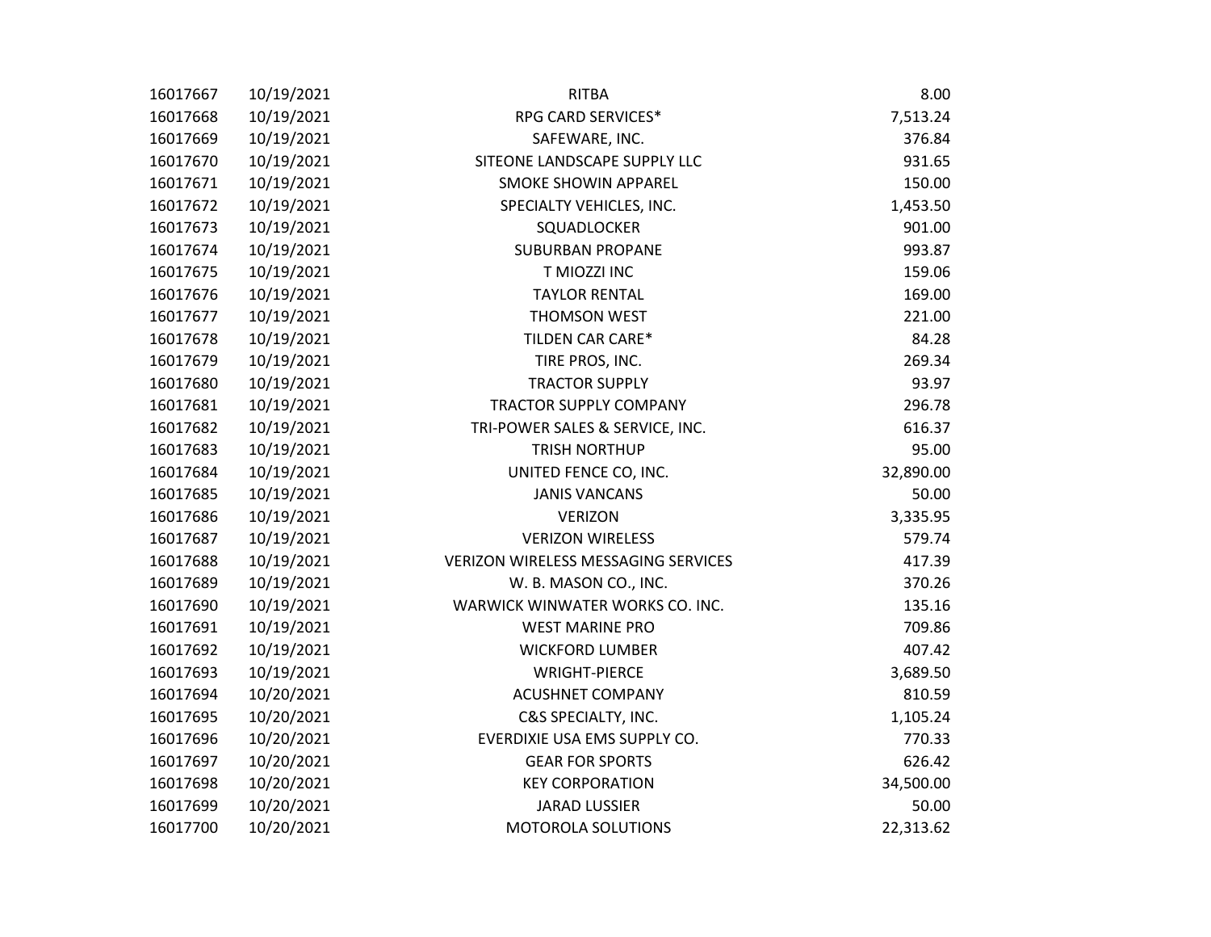| | | | |
|---|---|---|---|
| 16017667 | 10/19/2021 | RITBA | 8.00 |
| 16017668 | 10/19/2021 | RPG CARD SERVICES* | 7,513.24 |
| 16017669 | 10/19/2021 | SAFEWARE, INC. | 376.84 |
| 16017670 | 10/19/2021 | SITEONE LANDSCAPE SUPPLY LLC | 931.65 |
| 16017671 | 10/19/2021 | SMOKE SHOWIN APPAREL | 150.00 |
| 16017672 | 10/19/2021 | SPECIALTY VEHICLES, INC. | 1,453.50 |
| 16017673 | 10/19/2021 | SQUADLOCKER | 901.00 |
| 16017674 | 10/19/2021 | SUBURBAN PROPANE | 993.87 |
| 16017675 | 10/19/2021 | T MIOZZI INC | 159.06 |
| 16017676 | 10/19/2021 | TAYLOR RENTAL | 169.00 |
| 16017677 | 10/19/2021 | THOMSON WEST | 221.00 |
| 16017678 | 10/19/2021 | TILDEN CAR CARE* | 84.28 |
| 16017679 | 10/19/2021 | TIRE PROS, INC. | 269.34 |
| 16017680 | 10/19/2021 | TRACTOR SUPPLY | 93.97 |
| 16017681 | 10/19/2021 | TRACTOR SUPPLY COMPANY | 296.78 |
| 16017682 | 10/19/2021 | TRI-POWER SALES & SERVICE, INC. | 616.37 |
| 16017683 | 10/19/2021 | TRISH NORTHUP | 95.00 |
| 16017684 | 10/19/2021 | UNITED FENCE CO, INC. | 32,890.00 |
| 16017685 | 10/19/2021 | JANIS VANCANS | 50.00 |
| 16017686 | 10/19/2021 | VERIZON | 3,335.95 |
| 16017687 | 10/19/2021 | VERIZON WIRELESS | 579.74 |
| 16017688 | 10/19/2021 | VERIZON WIRELESS MESSAGING SERVICES | 417.39 |
| 16017689 | 10/19/2021 | W. B. MASON CO., INC. | 370.26 |
| 16017690 | 10/19/2021 | WARWICK WINWATER WORKS CO. INC. | 135.16 |
| 16017691 | 10/19/2021 | WEST MARINE PRO | 709.86 |
| 16017692 | 10/19/2021 | WICKFORD LUMBER | 407.42 |
| 16017693 | 10/19/2021 | WRIGHT-PIERCE | 3,689.50 |
| 16017694 | 10/20/2021 | ACUSHNET COMPANY | 810.59 |
| 16017695 | 10/20/2021 | C&S SPECIALTY, INC. | 1,105.24 |
| 16017696 | 10/20/2021 | EVERDIXIE USA EMS SUPPLY CO. | 770.33 |
| 16017697 | 10/20/2021 | GEAR FOR SPORTS | 626.42 |
| 16017698 | 10/20/2021 | KEY CORPORATION | 34,500.00 |
| 16017699 | 10/20/2021 | JARAD LUSSIER | 50.00 |
| 16017700 | 10/20/2021 | MOTOROLA SOLUTIONS | 22,313.62 |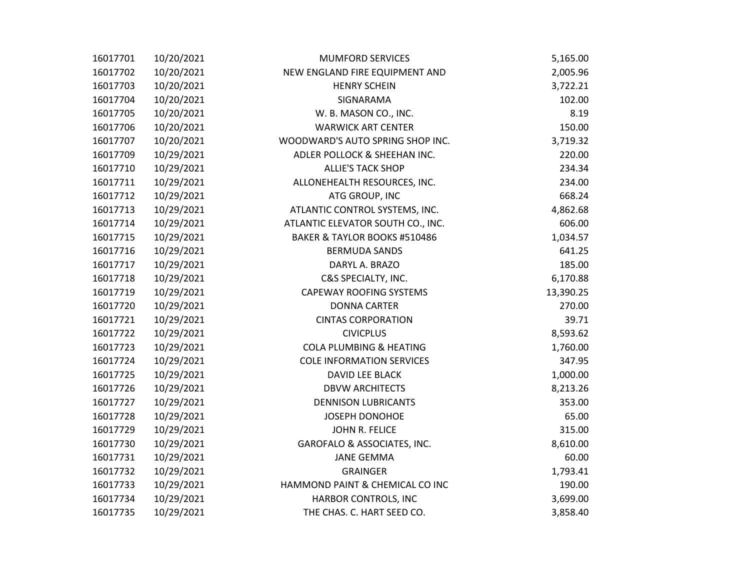| | | | |
|---|---|---|---|
| 16017701 | 10/20/2021 | MUMFORD SERVICES | 5,165.00 |
| 16017702 | 10/20/2021 | NEW ENGLAND FIRE EQUIPMENT AND | 2,005.96 |
| 16017703 | 10/20/2021 | HENRY SCHEIN | 3,722.21 |
| 16017704 | 10/20/2021 | SIGNARAMA | 102.00 |
| 16017705 | 10/20/2021 | W. B. MASON CO., INC. | 8.19 |
| 16017706 | 10/20/2021 | WARWICK ART CENTER | 150.00 |
| 16017707 | 10/20/2021 | WOODWARD'S AUTO SPRING SHOP INC. | 3,719.32 |
| 16017709 | 10/29/2021 | ADLER POLLOCK & SHEEHAN INC. | 220.00 |
| 16017710 | 10/29/2021 | ALLIE'S TACK SHOP | 234.34 |
| 16017711 | 10/29/2021 | ALLONEHEALTH RESOURCES, INC. | 234.00 |
| 16017712 | 10/29/2021 | ATG GROUP, INC | 668.24 |
| 16017713 | 10/29/2021 | ATLANTIC CONTROL SYSTEMS, INC. | 4,862.68 |
| 16017714 | 10/29/2021 | ATLANTIC ELEVATOR SOUTH CO., INC. | 606.00 |
| 16017715 | 10/29/2021 | BAKER & TAYLOR BOOKS #510486 | 1,034.57 |
| 16017716 | 10/29/2021 | BERMUDA SANDS | 641.25 |
| 16017717 | 10/29/2021 | DARYL A. BRAZO | 185.00 |
| 16017718 | 10/29/2021 | C&S SPECIALTY, INC. | 6,170.88 |
| 16017719 | 10/29/2021 | CAPEWAY ROOFING SYSTEMS | 13,390.25 |
| 16017720 | 10/29/2021 | DONNA CARTER | 270.00 |
| 16017721 | 10/29/2021 | CINTAS CORPORATION | 39.71 |
| 16017722 | 10/29/2021 | CIVICPLUS | 8,593.62 |
| 16017723 | 10/29/2021 | COLA PLUMBING & HEATING | 1,760.00 |
| 16017724 | 10/29/2021 | COLE INFORMATION SERVICES | 347.95 |
| 16017725 | 10/29/2021 | DAVID LEE BLACK | 1,000.00 |
| 16017726 | 10/29/2021 | DBVW ARCHITECTS | 8,213.26 |
| 16017727 | 10/29/2021 | DENNISON LUBRICANTS | 353.00 |
| 16017728 | 10/29/2021 | JOSEPH DONOHOE | 65.00 |
| 16017729 | 10/29/2021 | JOHN R. FELICE | 315.00 |
| 16017730 | 10/29/2021 | GAROFALO & ASSOCIATES, INC. | 8,610.00 |
| 16017731 | 10/29/2021 | JANE GEMMA | 60.00 |
| 16017732 | 10/29/2021 | GRAINGER | 1,793.41 |
| 16017733 | 10/29/2021 | HAMMOND PAINT & CHEMICAL CO INC | 190.00 |
| 16017734 | 10/29/2021 | HARBOR CONTROLS, INC | 3,699.00 |
| 16017735 | 10/29/2021 | THE CHAS. C. HART SEED CO. | 3,858.40 |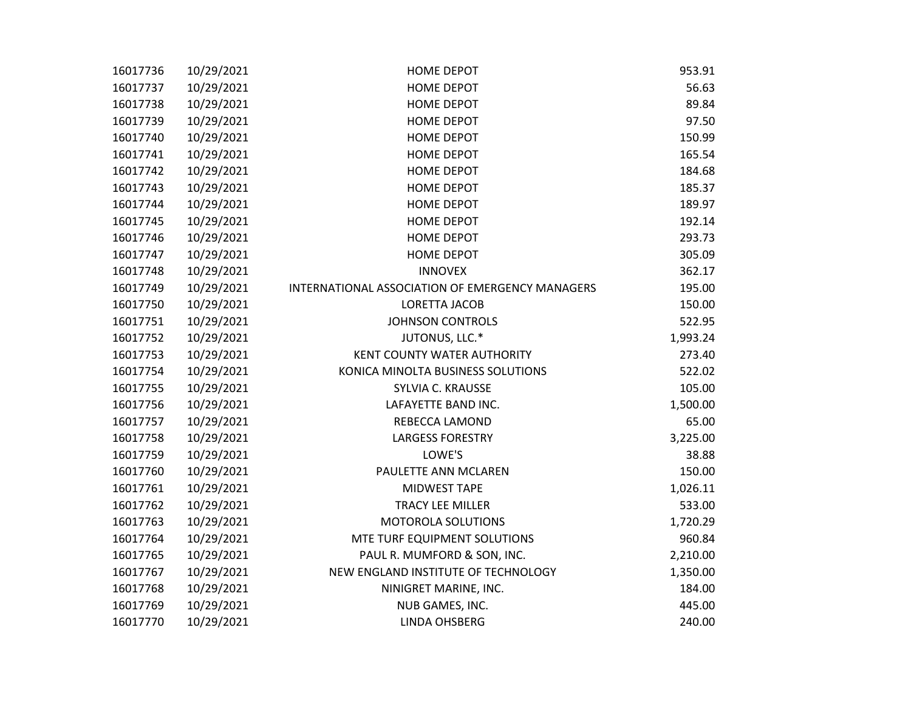| | | | |
|---|---|---|---|
| 16017736 | 10/29/2021 | HOME DEPOT | 953.91 |
| 16017737 | 10/29/2021 | HOME DEPOT | 56.63 |
| 16017738 | 10/29/2021 | HOME DEPOT | 89.84 |
| 16017739 | 10/29/2021 | HOME DEPOT | 97.50 |
| 16017740 | 10/29/2021 | HOME DEPOT | 150.99 |
| 16017741 | 10/29/2021 | HOME DEPOT | 165.54 |
| 16017742 | 10/29/2021 | HOME DEPOT | 184.68 |
| 16017743 | 10/29/2021 | HOME DEPOT | 185.37 |
| 16017744 | 10/29/2021 | HOME DEPOT | 189.97 |
| 16017745 | 10/29/2021 | HOME DEPOT | 192.14 |
| 16017746 | 10/29/2021 | HOME DEPOT | 293.73 |
| 16017747 | 10/29/2021 | HOME DEPOT | 305.09 |
| 16017748 | 10/29/2021 | INNOVEX | 362.17 |
| 16017749 | 10/29/2021 | INTERNATIONAL ASSOCIATION OF EMERGENCY MANAGERS | 195.00 |
| 16017750 | 10/29/2021 | LORETTA JACOB | 150.00 |
| 16017751 | 10/29/2021 | JOHNSON CONTROLS | 522.95 |
| 16017752 | 10/29/2021 | JUTONUS, LLC.* | 1,993.24 |
| 16017753 | 10/29/2021 | KENT COUNTY WATER AUTHORITY | 273.40 |
| 16017754 | 10/29/2021 | KONICA MINOLTA BUSINESS SOLUTIONS | 522.02 |
| 16017755 | 10/29/2021 | SYLVIA C. KRAUSSE | 105.00 |
| 16017756 | 10/29/2021 | LAFAYETTE BAND INC. | 1,500.00 |
| 16017757 | 10/29/2021 | REBECCA LAMOND | 65.00 |
| 16017758 | 10/29/2021 | LARGESS FORESTRY | 3,225.00 |
| 16017759 | 10/29/2021 | LOWE'S | 38.88 |
| 16017760 | 10/29/2021 | PAULETTE ANN MCLAREN | 150.00 |
| 16017761 | 10/29/2021 | MIDWEST TAPE | 1,026.11 |
| 16017762 | 10/29/2021 | TRACY LEE MILLER | 533.00 |
| 16017763 | 10/29/2021 | MOTOROLA SOLUTIONS | 1,720.29 |
| 16017764 | 10/29/2021 | MTE TURF EQUIPMENT SOLUTIONS | 960.84 |
| 16017765 | 10/29/2021 | PAUL R. MUMFORD & SON, INC. | 2,210.00 |
| 16017767 | 10/29/2021 | NEW ENGLAND INSTITUTE OF TECHNOLOGY | 1,350.00 |
| 16017768 | 10/29/2021 | NINIGRET MARINE, INC. | 184.00 |
| 16017769 | 10/29/2021 | NUB GAMES, INC. | 445.00 |
| 16017770 | 10/29/2021 | LINDA OHSBERG | 240.00 |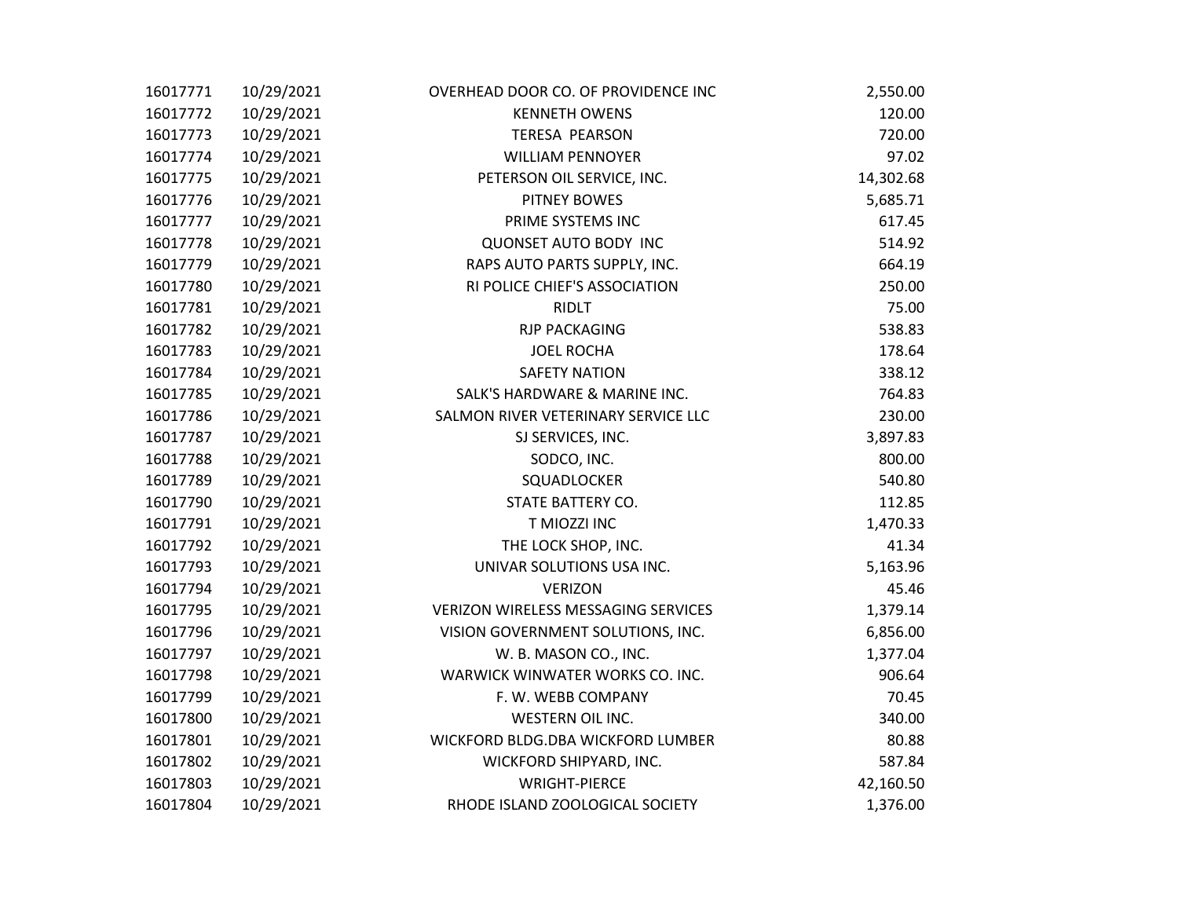| | | | |
|---|---|---|---|
| 16017771 | 10/29/2021 | OVERHEAD DOOR CO. OF PROVIDENCE INC | 2,550.00 |
| 16017772 | 10/29/2021 | KENNETH OWENS | 120.00 |
| 16017773 | 10/29/2021 | TERESA PEARSON | 720.00 |
| 16017774 | 10/29/2021 | WILLIAM PENNOYER | 97.02 |
| 16017775 | 10/29/2021 | PETERSON OIL SERVICE, INC. | 14,302.68 |
| 16017776 | 10/29/2021 | PITNEY BOWES | 5,685.71 |
| 16017777 | 10/29/2021 | PRIME SYSTEMS INC | 617.45 |
| 16017778 | 10/29/2021 | QUONSET AUTO BODY INC | 514.92 |
| 16017779 | 10/29/2021 | RAPS AUTO PARTS SUPPLY, INC. | 664.19 |
| 16017780 | 10/29/2021 | RI POLICE CHIEF'S ASSOCIATION | 250.00 |
| 16017781 | 10/29/2021 | RIDLT | 75.00 |
| 16017782 | 10/29/2021 | RJP PACKAGING | 538.83 |
| 16017783 | 10/29/2021 | JOEL ROCHA | 178.64 |
| 16017784 | 10/29/2021 | SAFETY NATION | 338.12 |
| 16017785 | 10/29/2021 | SALK'S HARDWARE & MARINE INC. | 764.83 |
| 16017786 | 10/29/2021 | SALMON RIVER VETERINARY SERVICE LLC | 230.00 |
| 16017787 | 10/29/2021 | SJ SERVICES, INC. | 3,897.83 |
| 16017788 | 10/29/2021 | SODCO, INC. | 800.00 |
| 16017789 | 10/29/2021 | SQUADLOCKER | 540.80 |
| 16017790 | 10/29/2021 | STATE BATTERY CO. | 112.85 |
| 16017791 | 10/29/2021 | T MIOZZI INC | 1,470.33 |
| 16017792 | 10/29/2021 | THE LOCK SHOP, INC. | 41.34 |
| 16017793 | 10/29/2021 | UNIVAR SOLUTIONS USA INC. | 5,163.96 |
| 16017794 | 10/29/2021 | VERIZON | 45.46 |
| 16017795 | 10/29/2021 | VERIZON WIRELESS MESSAGING SERVICES | 1,379.14 |
| 16017796 | 10/29/2021 | VISION GOVERNMENT SOLUTIONS, INC. | 6,856.00 |
| 16017797 | 10/29/2021 | W. B. MASON CO., INC. | 1,377.04 |
| 16017798 | 10/29/2021 | WARWICK WINWATER WORKS CO. INC. | 906.64 |
| 16017799 | 10/29/2021 | F. W. WEBB COMPANY | 70.45 |
| 16017800 | 10/29/2021 | WESTERN OIL INC. | 340.00 |
| 16017801 | 10/29/2021 | WICKFORD BLDG.DBA WICKFORD LUMBER | 80.88 |
| 16017802 | 10/29/2021 | WICKFORD SHIPYARD, INC. | 587.84 |
| 16017803 | 10/29/2021 | WRIGHT-PIERCE | 42,160.50 |
| 16017804 | 10/29/2021 | RHODE ISLAND ZOOLOGICAL SOCIETY | 1,376.00 |